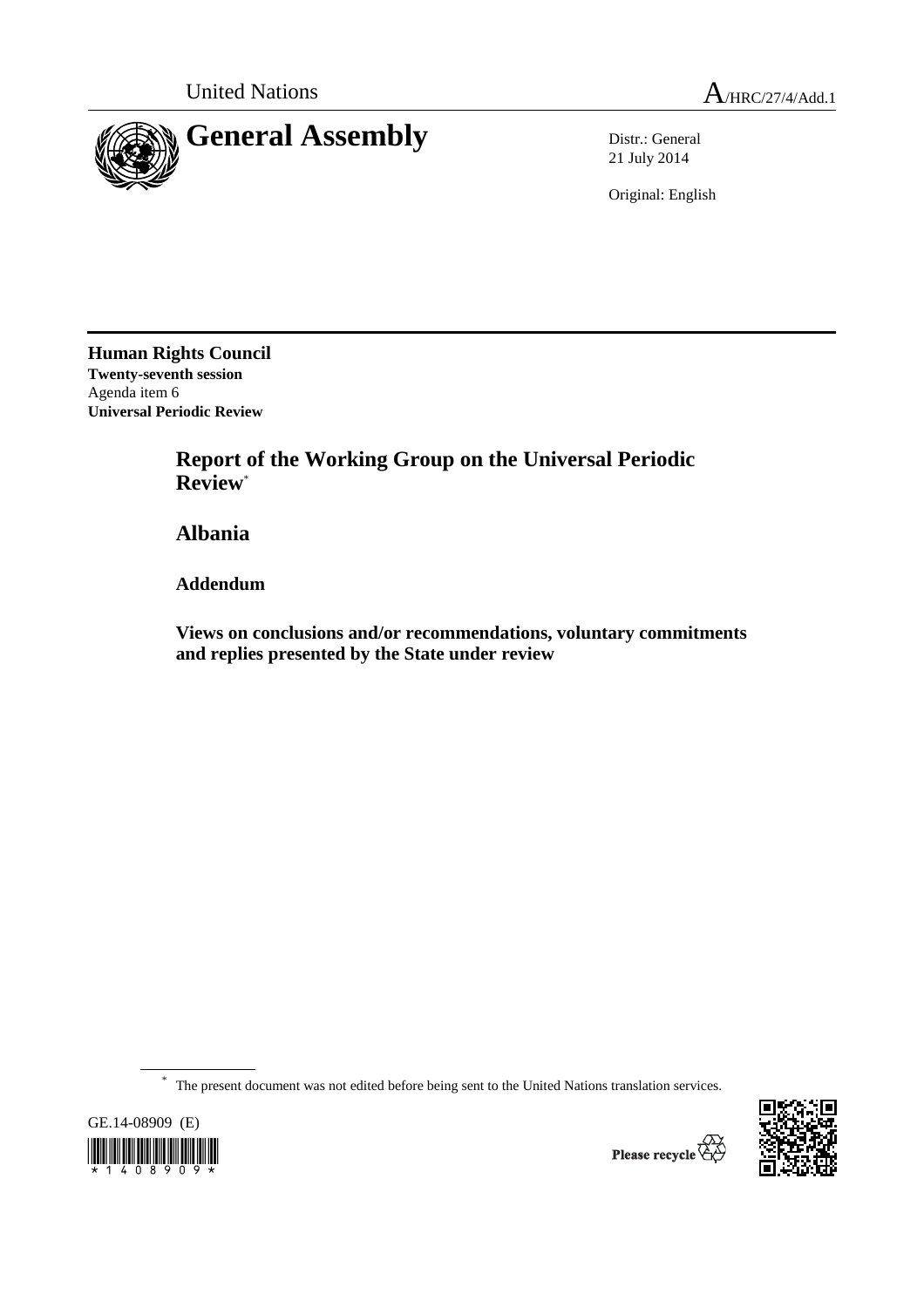United Nations A/HRC/27/4/Add.1

# General Assembly

Distr.: General
21 July 2014

Original: English

**Human Rights Council**
**Twenty-seventh session**
Agenda item 6
**Universal Periodic Review**

## Report of the Working Group on the Universal Periodic Review*

## Albania

### Addendum

### Views on conclusions and/or recommendations, voluntary commitments and replies presented by the State under review

* The present document was not edited before being sent to the United Nations translation services.

GE.14-08909 (E)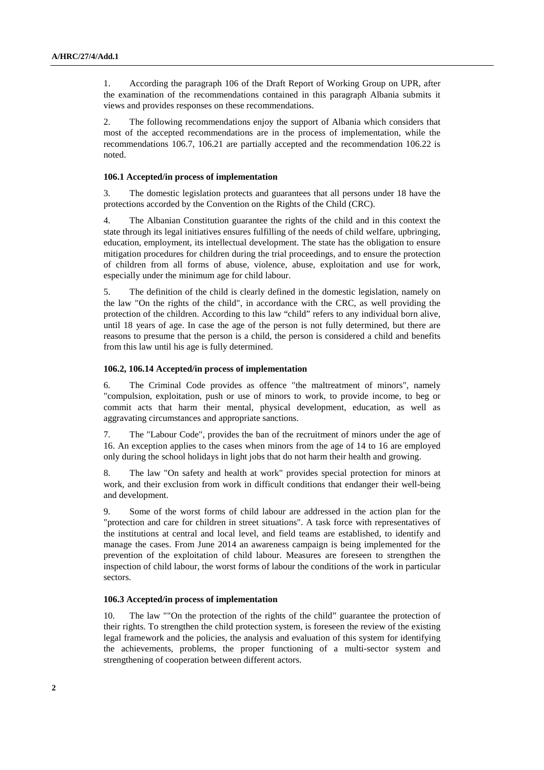1. According the paragraph 106 of the Draft Report of Working Group on UPR, after the examination of the recommendations contained in this paragraph Albania submits it views and provides responses on these recommendations.

2. The following recommendations enjoy the support of Albania which considers that most of the accepted recommendations are in the process of implementation, while the recommendations 106.7, 106.21 are partially accepted and the recommendation 106.22 is noted.

**106.1 Accepted/in process of implementation**

3. The domestic legislation protects and guarantees that all persons under 18 have the protections accorded by the Convention on the Rights of the Child (CRC).

4. The Albanian Constitution guarantee the rights of the child and in this context the state through its legal initiatives ensures fulfilling of the needs of child welfare, upbringing, education, employment, its intellectual development. The state has the obligation to ensure mitigation procedures for children during the trial proceedings, and to ensure the protection of children from all forms of abuse, violence, abuse, exploitation and use for work, especially under the minimum age for child labour.

5. The definition of the child is clearly defined in the domestic legislation, namely on the law "On the rights of the child", in accordance with the CRC, as well providing the protection of the children. According to this law "child" refers to any individual born alive, until 18 years of age. In case the age of the person is not fully determined, but there are reasons to presume that the person is a child, the person is considered a child and benefits from this law until his age is fully determined.

**106.2, 106.14 Accepted/in process of implementation**

6. The Criminal Code provides as offence "the maltreatment of minors", namely "compulsion, exploitation, push or use of minors to work, to provide income, to beg or commit acts that harm their mental, physical development, education, as well as aggravating circumstances and appropriate sanctions.

7. The "Labour Code", provides the ban of the recruitment of minors under the age of 16. An exception applies to the cases when minors from the age of 14 to 16 are employed only during the school holidays in light jobs that do not harm their health and growing.

8. The law "On safety and health at work" provides special protection for minors at work, and their exclusion from work in difficult conditions that endanger their well-being and development.

9. Some of the worst forms of child labour are addressed in the action plan for the "protection and care for children in street situations". A task force with representatives of the institutions at central and local level, and field teams are established, to identify and manage the cases. From June 2014 an awareness campaign is being implemented for the prevention of the exploitation of child labour. Measures are foreseen to strengthen the inspection of child labour, the worst forms of labour the conditions of the work in particular sectors.

**106.3 Accepted/in process of implementation**

10. The law ""On the protection of the rights of the child" guarantee the protection of their rights. To strengthen the child protection system, is foreseen the review of the existing legal framework and the policies, the analysis and evaluation of this system for identifying the achievements, problems, the proper functioning of a multi-sector system and strengthening of cooperation between different actors.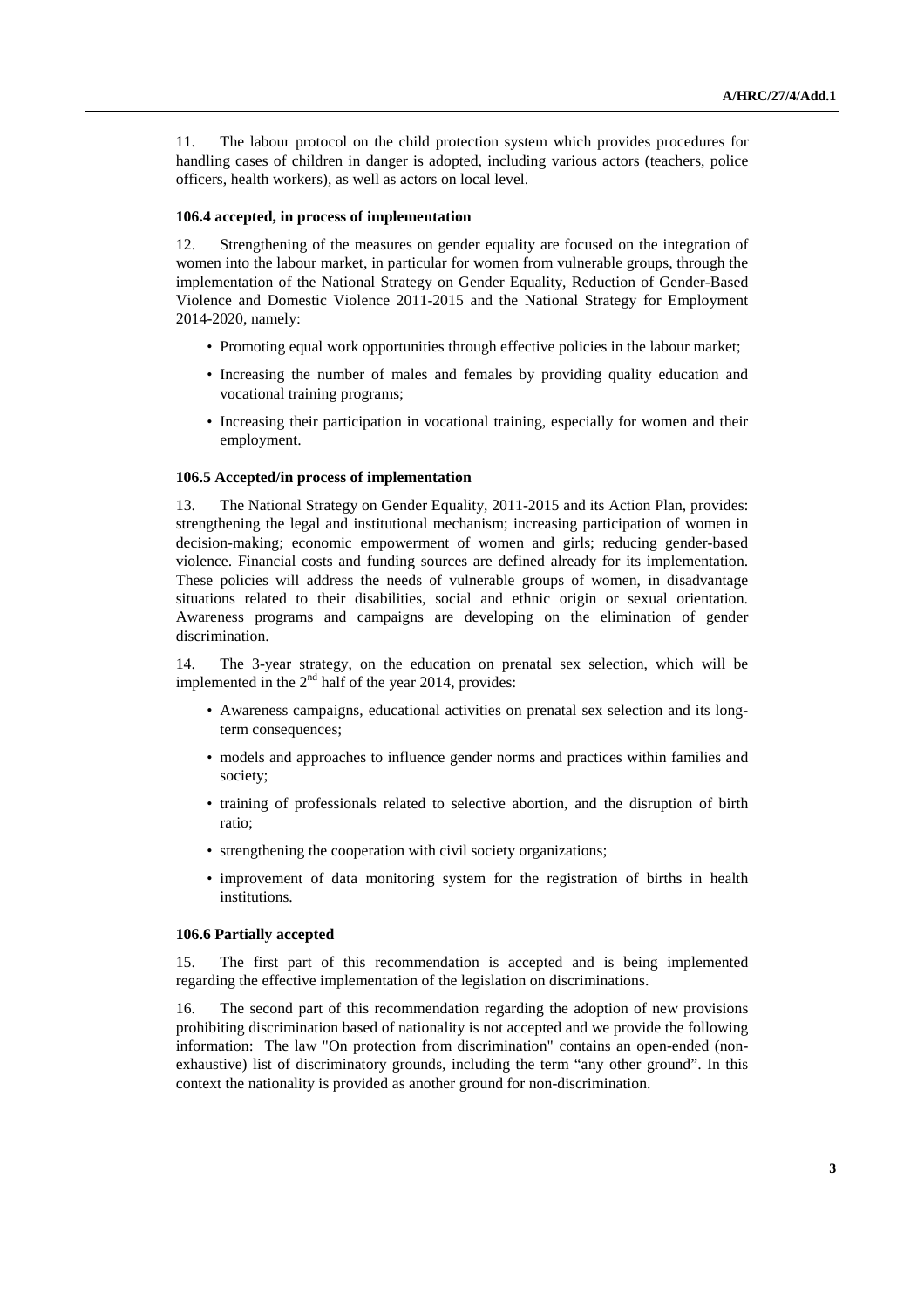11. The labour protocol on the child protection system which provides procedures for handling cases of children in danger is adopted, including various actors (teachers, police officers, health workers), as well as actors on local level.

#### 106.4 accepted, in process of implementation

12. Strengthening of the measures on gender equality are focused on the integration of women into the labour market, in particular for women from vulnerable groups, through the implementation of the National Strategy on Gender Equality, Reduction of Gender-Based Violence and Domestic Violence 2011-2015 and the National Strategy for Employment 2014-2020, namely:

- Promoting equal work opportunities through effective policies in the labour market;
- Increasing the number of males and females by providing quality education and vocational training programs;
- Increasing their participation in vocational training, especially for women and their employment.

#### 106.5 Accepted/in process of implementation

13. The National Strategy on Gender Equality, 2011-2015 and its Action Plan, provides: strengthening the legal and institutional mechanism; increasing participation of women in decision-making; economic empowerment of women and girls; reducing gender-based violence. Financial costs and funding sources are defined already for its implementation. These policies will address the needs of vulnerable groups of women, in disadvantage situations related to their disabilities, social and ethnic origin or sexual orientation. Awareness programs and campaigns are developing on the elimination of gender discrimination.

14. The 3-year strategy, on the education on prenatal sex selection, which will be implemented in the 2nd half of the year 2014, provides:

- Awareness campaigns, educational activities on prenatal sex selection and its long-term consequences;
- models and approaches to influence gender norms and practices within families and society;
- training of professionals related to selective abortion, and the disruption of birth ratio;
- strengthening the cooperation with civil society organizations;
- improvement of data monitoring system for the registration of births in health institutions.

#### 106.6 Partially accepted

15. The first part of this recommendation is accepted and is being implemented regarding the effective implementation of the legislation on discriminations.

16. The second part of this recommendation regarding the adoption of new provisions prohibiting discrimination based of nationality is not accepted and we provide the following information: The law "On protection from discrimination" contains an open-ended (non-exhaustive) list of discriminatory grounds, including the term "any other ground". In this context the nationality is provided as another ground for non-discrimination.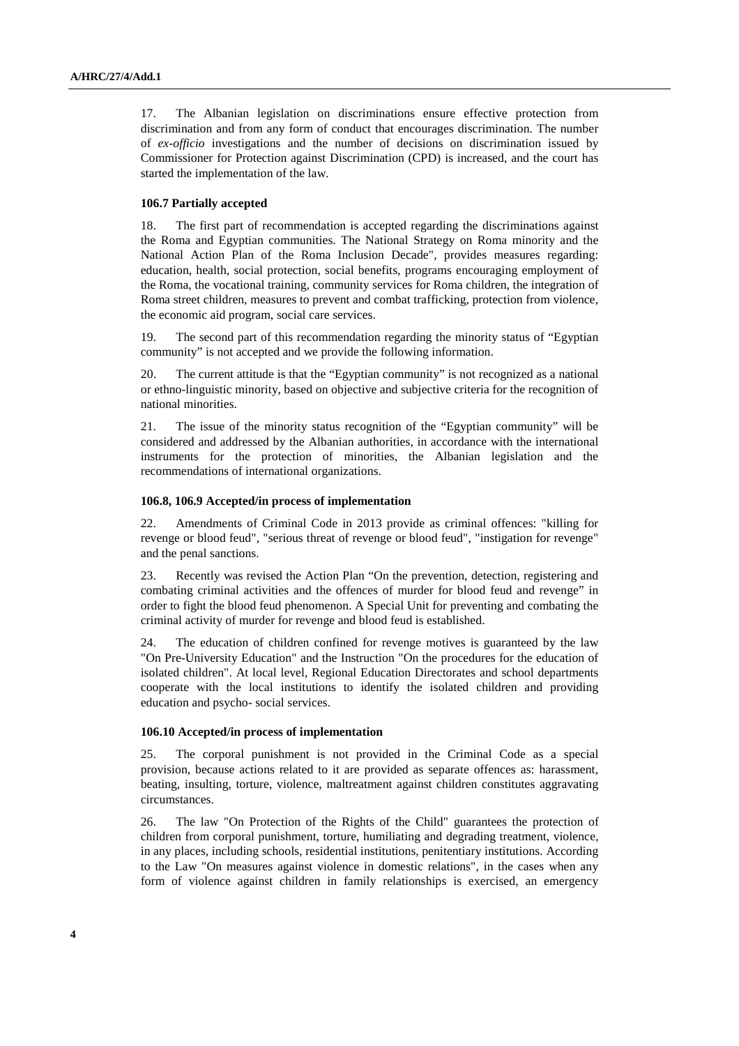17. The Albanian legislation on discriminations ensure effective protection from discrimination and from any form of conduct that encourages discrimination. The number of *ex-officio* investigations and the number of decisions on discrimination issued by Commissioner for Protection against Discrimination (CPD) is increased, and the court has started the implementation of the law.

**106.7 Partially accepted**

18. The first part of recommendation is accepted regarding the discriminations against the Roma and Egyptian communities. The National Strategy on Roma minority and the National Action Plan of the Roma Inclusion Decade", provides measures regarding: education, health, social protection, social benefits, programs encouraging employment of the Roma, the vocational training, community services for Roma children, the integration of Roma street children, measures to prevent and combat trafficking, protection from violence, the economic aid program, social care services.

19. The second part of this recommendation regarding the minority status of "Egyptian community" is not accepted and we provide the following information.

20. The current attitude is that the "Egyptian community" is not recognized as a national or ethno-linguistic minority, based on objective and subjective criteria for the recognition of national minorities.

21. The issue of the minority status recognition of the "Egyptian community" will be considered and addressed by the Albanian authorities, in accordance with the international instruments for the protection of minorities, the Albanian legislation and the recommendations of international organizations.

**106.8, 106.9 Accepted/in process of implementation**

22. Amendments of Criminal Code in 2013 provide as criminal offences: "killing for revenge or blood feud", "serious threat of revenge or blood feud", "instigation for revenge" and the penal sanctions.

23. Recently was revised the Action Plan "On the prevention, detection, registering and combating criminal activities and the offences of murder for blood feud and revenge" in order to fight the blood feud phenomenon. A Special Unit for preventing and combating the criminal activity of murder for revenge and blood feud is established.

24. The education of children confined for revenge motives is guaranteed by the law "On Pre-University Education" and the Instruction "On the procedures for the education of isolated children". At local level, Regional Education Directorates and school departments cooperate with the local institutions to identify the isolated children and providing education and psycho- social services.

**106.10 Accepted/in process of implementation**

25. The corporal punishment is not provided in the Criminal Code as a special provision, because actions related to it are provided as separate offences as: harassment, beating, insulting, torture, violence, maltreatment against children constitutes aggravating circumstances.

26. The law "On Protection of the Rights of the Child" guarantees the protection of children from corporal punishment, torture, humiliating and degrading treatment, violence, in any places, including schools, residential institutions, penitentiary institutions. According to the Law "On measures against violence in domestic relations", in the cases when any form of violence against children in family relationships is exercised, an emergency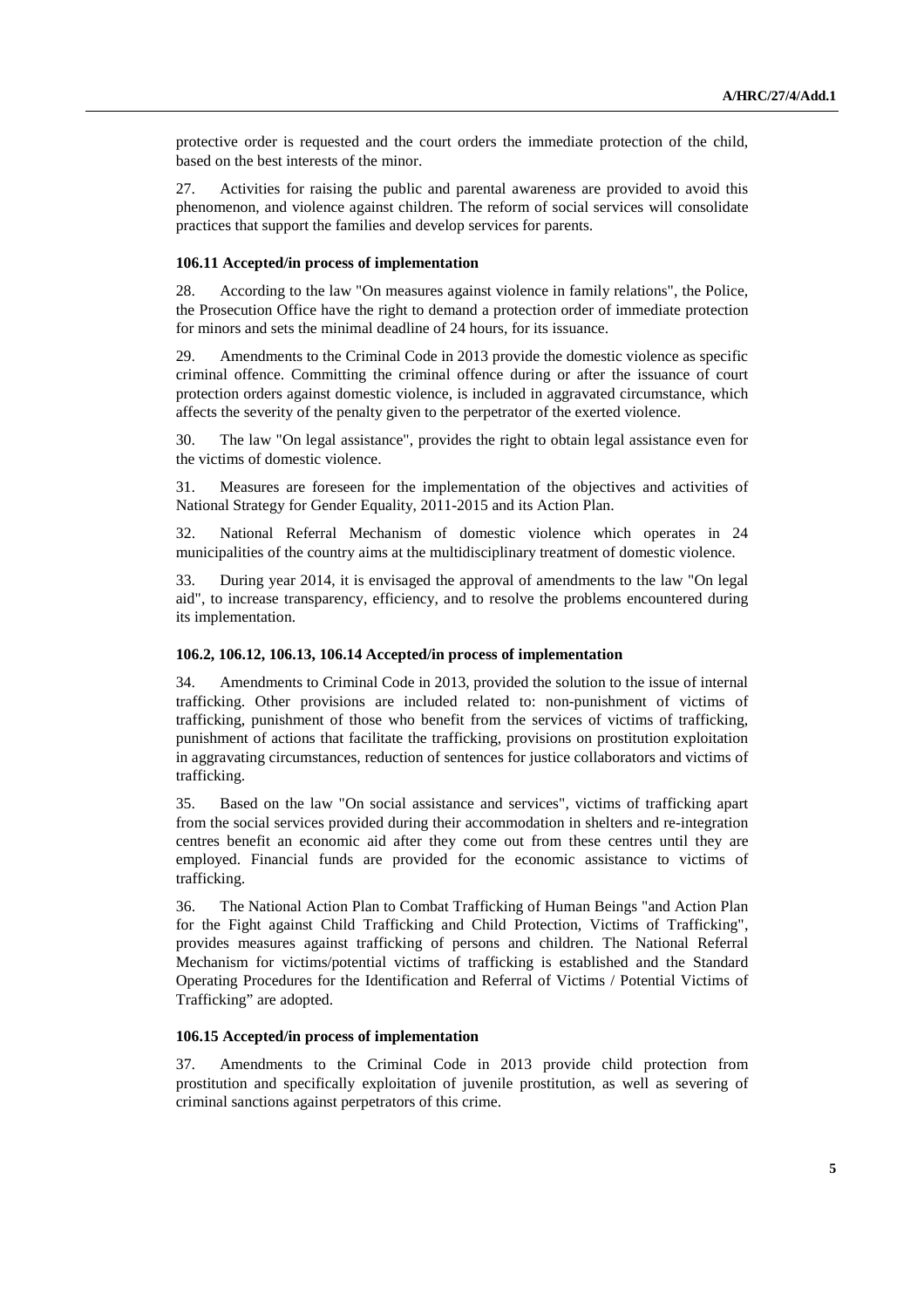protective order is requested and the court orders the immediate protection of the child, based on the best interests of the minor.

27. Activities for raising the public and parental awareness are provided to avoid this phenomenon, and violence against children. The reform of social services will consolidate practices that support the families and develop services for parents.

#### 106.11 Accepted/in process of implementation

28. According to the law "On measures against violence in family relations", the Police, the Prosecution Office have the right to demand a protection order of immediate protection for minors and sets the minimal deadline of 24 hours, for its issuance.

29. Amendments to the Criminal Code in 2013 provide the domestic violence as specific criminal offence. Committing the criminal offence during or after the issuance of court protection orders against domestic violence, is included in aggravated circumstance, which affects the severity of the penalty given to the perpetrator of the exerted violence.

30. The law "On legal assistance", provides the right to obtain legal assistance even for the victims of domestic violence.

31. Measures are foreseen for the implementation of the objectives and activities of National Strategy for Gender Equality, 2011-2015 and its Action Plan.

32. National Referral Mechanism of domestic violence which operates in 24 municipalities of the country aims at the multidisciplinary treatment of domestic violence.

33. During year 2014, it is envisaged the approval of amendments to the law "On legal aid", to increase transparency, efficiency, and to resolve the problems encountered during its implementation.

#### 106.2, 106.12, 106.13, 106.14 Accepted/in process of implementation

34. Amendments to Criminal Code in 2013, provided the solution to the issue of internal trafficking. Other provisions are included related to: non-punishment of victims of trafficking, punishment of those who benefit from the services of victims of trafficking, punishment of actions that facilitate the trafficking, provisions on prostitution exploitation in aggravating circumstances, reduction of sentences for justice collaborators and victims of trafficking.

35. Based on the law "On social assistance and services", victims of trafficking apart from the social services provided during their accommodation in shelters and re-integration centres benefit an economic aid after they come out from these centres until they are employed. Financial funds are provided for the economic assistance to victims of trafficking.

36. The National Action Plan to Combat Trafficking of Human Beings "and Action Plan for the Fight against Child Trafficking and Child Protection, Victims of Trafficking", provides measures against trafficking of persons and children. The National Referral Mechanism for victims/potential victims of trafficking is established and the Standard Operating Procedures for the Identification and Referral of Victims / Potential Victims of Trafficking" are adopted.

#### 106.15 Accepted/in process of implementation

37. Amendments to the Criminal Code in 2013 provide child protection from prostitution and specifically exploitation of juvenile prostitution, as well as severing of criminal sanctions against perpetrators of this crime.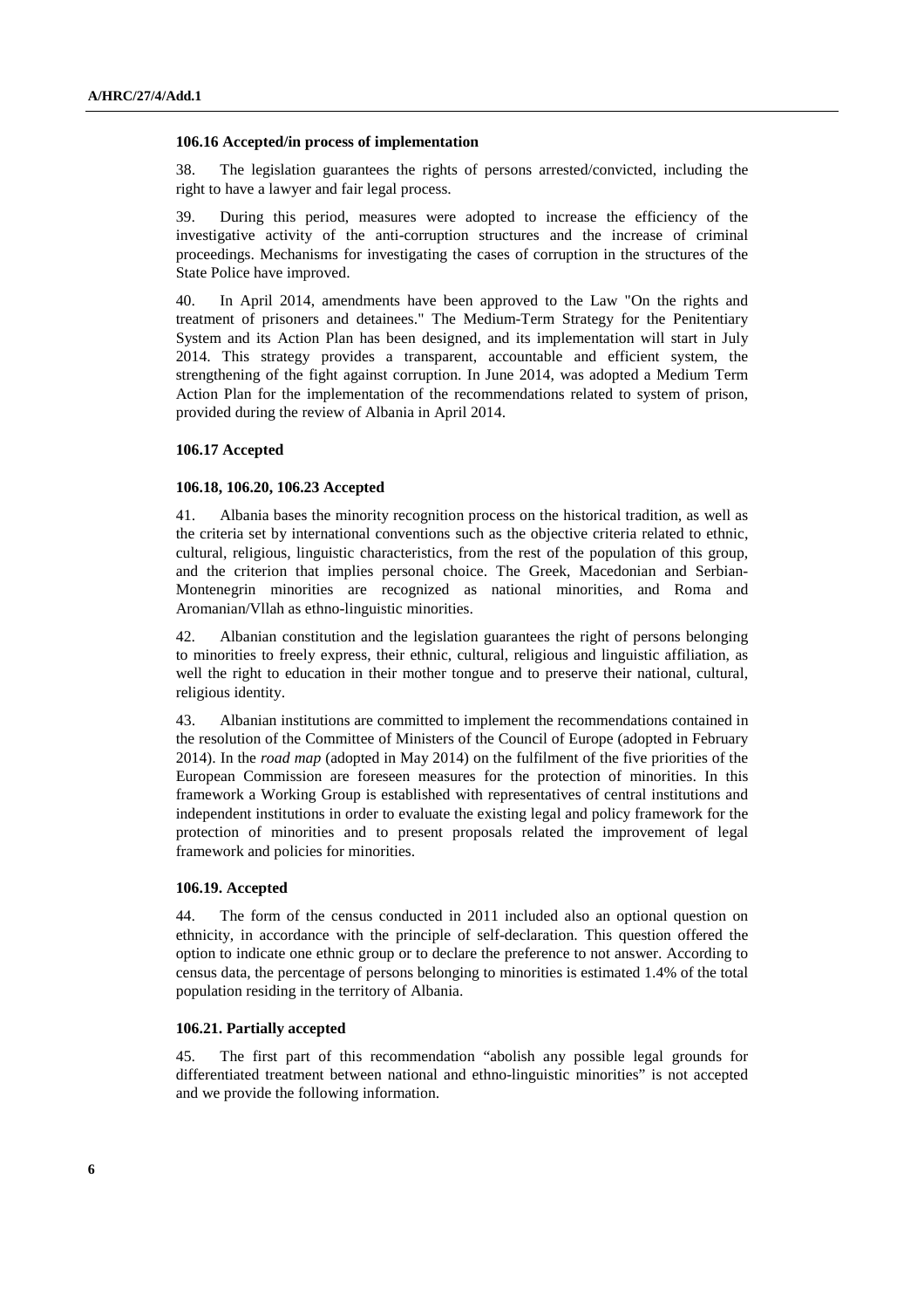#### 106.16 Accepted/in process of implementation

38. The legislation guarantees the rights of persons arrested/convicted, including the right to have a lawyer and fair legal process.

39. During this period, measures were adopted to increase the efficiency of the investigative activity of the anti-corruption structures and the increase of criminal proceedings. Mechanisms for investigating the cases of corruption in the structures of the State Police have improved.

40. In April 2014, amendments have been approved to the Law "On the rights and treatment of prisoners and detainees." The Medium-Term Strategy for the Penitentiary System and its Action Plan has been designed, and its implementation will start in July 2014. This strategy provides a transparent, accountable and efficient system, the strengthening of the fight against corruption. In June 2014, was adopted a Medium Term Action Plan for the implementation of the recommendations related to system of prison, provided during the review of Albania in April 2014.

#### 106.17 Accepted

#### 106.18, 106.20, 106.23 Accepted

41. Albania bases the minority recognition process on the historical tradition, as well as the criteria set by international conventions such as the objective criteria related to ethnic, cultural, religious, linguistic characteristics, from the rest of the population of this group, and the criterion that implies personal choice. The Greek, Macedonian and Serbian-Montenegrin minorities are recognized as national minorities, and Roma and Aromanian/Vllah as ethno-linguistic minorities.

42. Albanian constitution and the legislation guarantees the right of persons belonging to minorities to freely express, their ethnic, cultural, religious and linguistic affiliation, as well the right to education in their mother tongue and to preserve their national, cultural, religious identity.

43. Albanian institutions are committed to implement the recommendations contained in the resolution of the Committee of Ministers of the Council of Europe (adopted in February 2014). In the *road map* (adopted in May 2014) on the fulfilment of the five priorities of the European Commission are foreseen measures for the protection of minorities. In this framework a Working Group is established with representatives of central institutions and independent institutions in order to evaluate the existing legal and policy framework for the protection of minorities and to present proposals related the improvement of legal framework and policies for minorities.

#### 106.19. Accepted

44. The form of the census conducted in 2011 included also an optional question on ethnicity, in accordance with the principle of self-declaration. This question offered the option to indicate one ethnic group or to declare the preference to not answer. According to census data, the percentage of persons belonging to minorities is estimated 1.4% of the total population residing in the territory of Albania.

#### 106.21. Partially accepted

45. The first part of this recommendation "abolish any possible legal grounds for differentiated treatment between national and ethno-linguistic minorities" is not accepted and we provide the following information.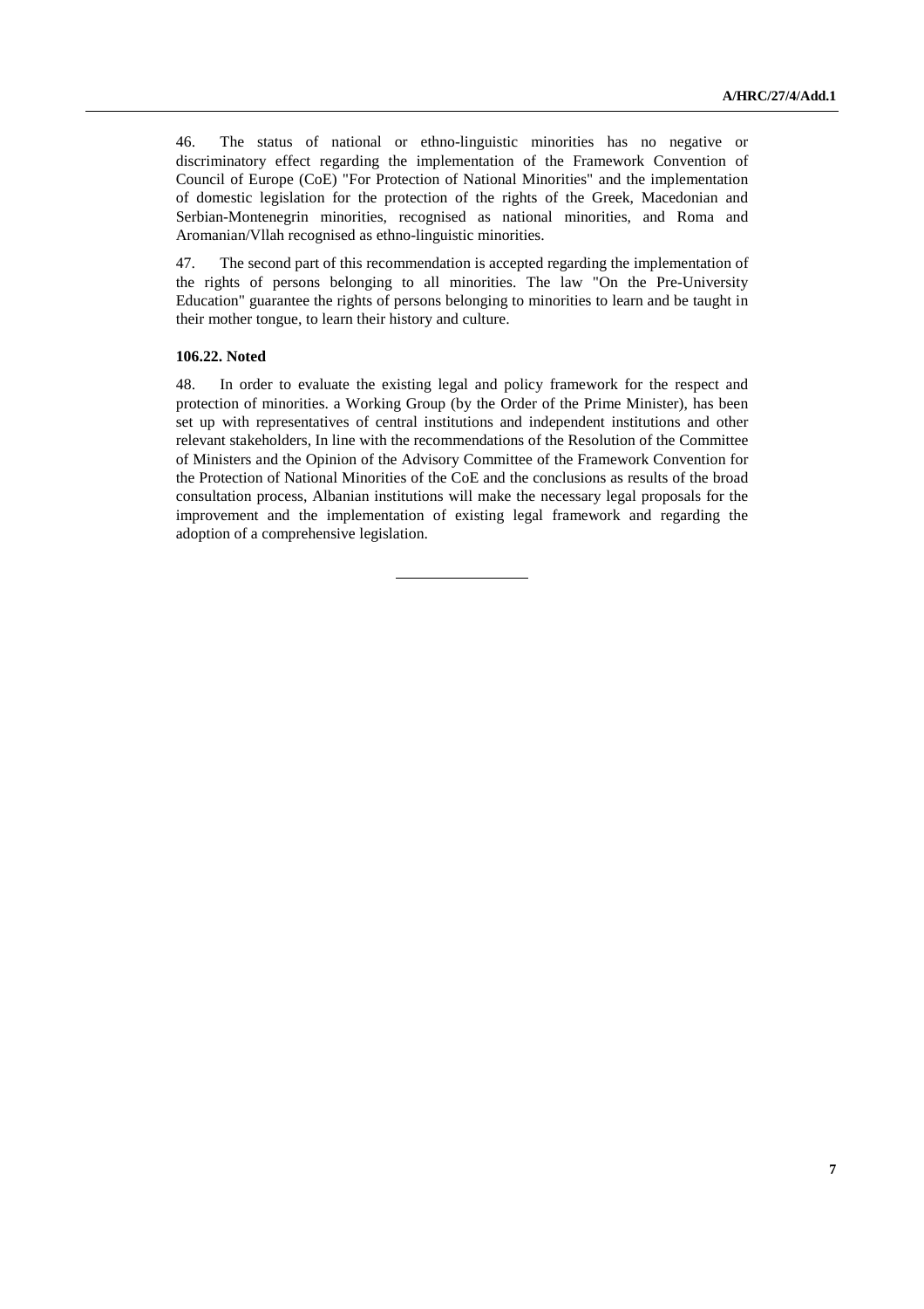46. The status of national or ethno-linguistic minorities has no negative or discriminatory effect regarding the implementation of the Framework Convention of Council of Europe (CoE) "For Protection of National Minorities" and the implementation of domestic legislation for the protection of the rights of the Greek, Macedonian and Serbian-Montenegrin minorities, recognised as national minorities, and Roma and Aromanian/Vllah recognised as ethno-linguistic minorities.

47. The second part of this recommendation is accepted regarding the implementation of the rights of persons belonging to all minorities. The law "On the Pre-University Education" guarantee the rights of persons belonging to minorities to learn and be taught in their mother tongue, to learn their history and culture.

**106.22. Noted**

48. In order to evaluate the existing legal and policy framework for the respect and protection of minorities. a Working Group (by the Order of the Prime Minister), has been set up with representatives of central institutions and independent institutions and other relevant stakeholders, In line with the recommendations of the Resolution of the Committee of Ministers and the Opinion of the Advisory Committee of the Framework Convention for the Protection of National Minorities of the CoE and the conclusions as results of the broad consultation process, Albanian institutions will make the necessary legal proposals for the improvement and the implementation of existing legal framework and regarding the adoption of a comprehensive legislation.